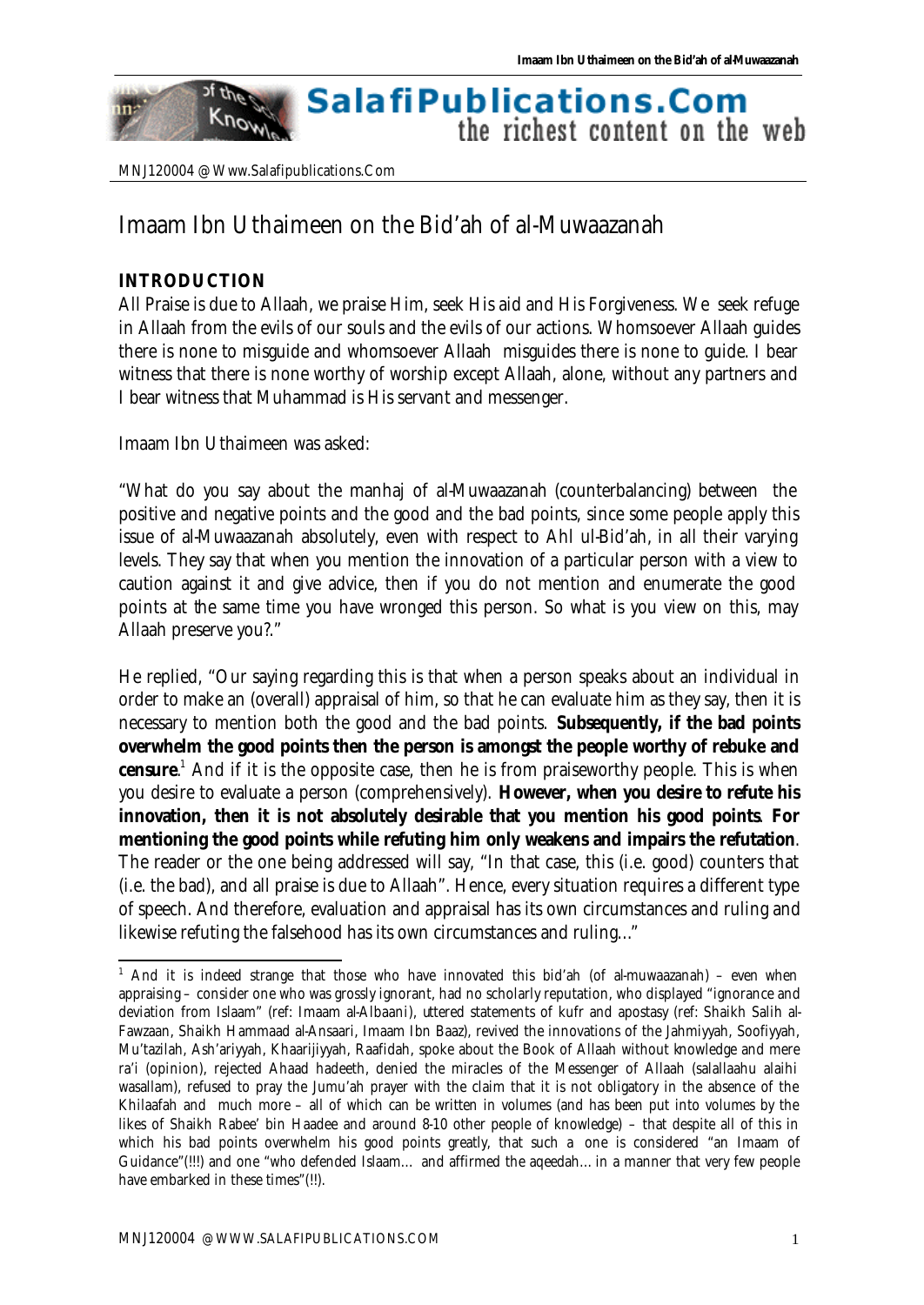MNJ120004 @ Www.Salafipublications.Com

# Imaam Ibn Uthaimeen on the Bid'ah of al-Muwaazanah

## INTRODUCTION

All Praise is due to Allaah, we praise Him, seek His aid and His Forgiveness. We seek refuge in Allaah from the evils of our souls and the evils of our actions. Whomsoever Allaah guides there is none to misguide and whomsoever Allaah misguides there is none to guide. I bear witness that there is none worthy of worship except Allaah, alone, without any partners and I bear witness that Muhammad is His servant and messenger.

Imaam Ibn Uthaimeen was asked:

"What do you say about the manhaj of al-Muwaazanah (counterbalancing) between the positive and negative points and the good and the bad points, since some people apply this issue of al-Muwaazanah absolutely, even with respect to Ahl ul-Bid'ah, in all their varying levels. They say that when you mention the innovation of a particular person with a view to caution against it and give advice, then if you do not mention and enumerate the good points at the same time you have wronged this person. So what is you view on this, may Allaah preserve you?."

He replied, "Our saying regarding this is that when a person speaks about an individual in order to make an (overall) appraisal of him, so that he can evaluate him as they say, then it is necessary to mention both the good and the bad points. **Subsequently, if the bad points overwhelm the good points then the person is amongst the people worthy of rebuke and censure**.[1] And if it is the opposite case, then he is from praiseworthy people. This is when you desire to evaluate a person (comprehensively). **However, when you desire to refute his innovation, then it is not absolutely desirable that you mention his good points**. **For mentioning the good points while refuting him only weakens and impairs the refutation**. The reader or the one being addressed will say, "In that case, this (i.e. good) counters that (i.e. the bad), and all praise is due to Allaah". Hence, every situation requires a different type of speech. And therefore, evaluation and appraisal has its own circumstances and ruling and likewise refuting the falsehood has its own circumstances and ruling..."

---

[1] And it is indeed strange that those who have innovated this bid'ah (of al-muwaazanah) – even when appraising – consider one who was grossly ignorant, had no scholarly reputation, who displayed "ignorance and deviation from Islaam" (ref: Imaam al-Albaani), uttered statements of kufr and apostasy (ref: Shaikh Salih al-Fawzaan, Shaikh Hammaad al-Ansaari, Imaam Ibn Baaz), revived the innovations of the Jahmiyyah, Soofiyyah, Mu'tazilah, Ash'ariyyah, Khaarijiyyah, Raafidah, spoke about the Book of Allaah without knowledge and mere ra'i (opinion), rejected Ahaad hadeeth, denied the miracles of the Messenger of Allaah (salallaahu alaihi wasallam), refused to pray the Jumu'ah prayer with the claim that it is not obligatory in the absence of the Khilaafah and much more – all of which can be written in volumes (and has been put into volumes by the likes of Shaikh Rabee' bin Haadee and around 8-10 other people of knowledge) – that despite all of this in which his bad points overwhelm his good points greatly, that such a one is considered "an Imaam of Guidance"(!!!) and one "who defended Islaam… and affirmed the aqeedah… in a manner that very few people have embarked in these times"(!!).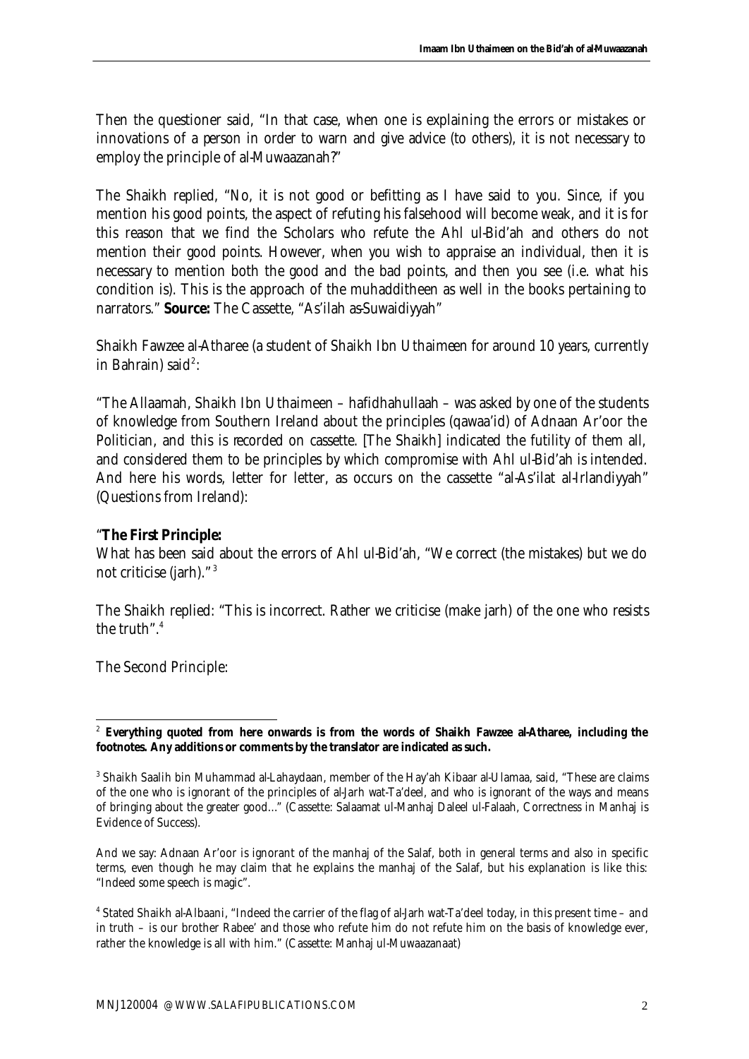Then the questioner said, "In that case, when one is explaining the errors or mistakes or innovations of a person in order to warn and give advice (to others), it is not necessary to employ the principle of al-Muwaazanah?"

The Shaikh replied, "No, it is not good or befitting as I have said to you. Since, if you mention his good points, the aspect of refuting his falsehood will become weak, and it is for this reason that we find the Scholars who refute the Ahl ul-Bid'ah and others do not mention their good points. However, when you wish to appraise an individual, then it is necessary to mention both the good and the bad points, and then you see (i.e. what his condition is). This is the approach of the muhadditheen as well in the books pertaining to narrators." **Source:** The Cassette, "As'ilah as-Suwaidiyyah"

Shaikh Fawzee al-Atharee (a student of Shaikh Ibn Uthaimeen for around 10 years, currently in Bahrain) said[2]:

"The Allaamah, Shaikh Ibn Uthaimeen – hafidhahullaah – was asked by one of the students of knowledge from Southern Ireland about the principles (qawaa'id) of Adnaan Ar'oor the Politician, and this is recorded on cassette. [The Shaikh] indicated the futility of them all, and considered them to be principles by which compromise with Ahl ul-Bid'ah is intended. And here his words, letter for letter, as occurs on the cassette "al-As'ilat al-Irlandiyyah" (Questions from Ireland):

"**The First Principle:**
What has been said about the errors of Ahl ul-Bid'ah, "We correct (the mistakes) but we do not criticise (jarh)."[3]

The Shaikh replied: "This is incorrect. Rather we criticise (make jarh) of the one who resists the truth".[4]

The Second Principle:

---

[2] **Everything quoted from here onwards is from the words of Shaikh Fawzee al-Atharee, including the footnotes. Any additions or comments by the translator are indicated as such.**

[3] Shaikh Saalih bin Muhammad al-Lahaydaan, member of the Hay'ah Kibaar al-Ulamaa, said, "These are claims of the one who is ignorant of the principles of al-Jarh wat-Ta'deel, and who is ignorant of the ways and means of bringing about the greater good..." (Cassette: Salaamat ul-Manhaj Daleel ul-Falaah, Correctness in Manhaj is Evidence of Success).

And we say: Adnaan Ar'oor is ignorant of the manhaj of the Salaf, both in general terms and also in specific terms, even though he may claim that he explains the manhaj of the Salaf, but his explanation is like this: "Indeed some speech is magic".

[4] Stated Shaikh al-Albaani, "Indeed the carrier of the flag of al-Jarh wat-Ta'deel today, in this present time – and in truth – is our brother Rabee' and those who refute him do not refute him on the basis of knowledge ever, rather the knowledge is all with him." (Cassette: Manhaj ul-Muwaazanaat)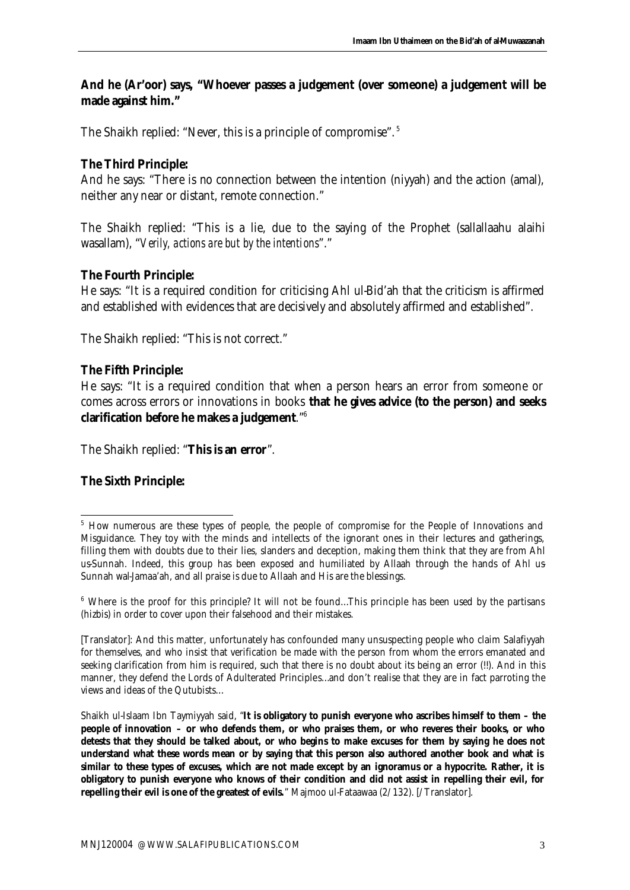**And he (Ar'oor) says, "Whoever passes a judgement (over someone) a judgement will be made against him."**

The Shaikh replied: "Never, this is a principle of compromise".[5]

**The Third Principle:**
And he says: "There is no connection between the intention (niyyah) and the action (amal), neither any near or distant, remote connection."

The Shaikh replied: "This is a lie, due to the saying of the Prophet (sallallaahu alaihi wasallam), "*Verily, actions are but by the intentions*"."

**The Fourth Principle:**
He says: "It is a required condition for criticising Ahl ul-Bid'ah that the criticism is affirmed and established with evidences that are decisively and absolutely affirmed and established".

The Shaikh replied: "This is not correct."

**The Fifth Principle:**
He says: "It is a required condition that when a person hears an error from someone or comes across errors or innovations in books **that he gives advice (to the person) and seeks clarification before he makes a judgement**."[6]

The Shaikh replied: "**This is an error**".

**The Sixth Principle:**

---

[5] How numerous are these types of people, the people of compromise for the People of Innovations and Misguidance. They toy with the minds and intellects of the ignorant ones in their lectures and gatherings, filling them with doubts due to their lies, slanders and deception, making them think that they are from Ahl us-Sunnah. Indeed, this group has been exposed and humiliated by Allaah through the hands of Ahl us-Sunnah wal-Jamaa'ah, and all praise is due to Allaah and His are the blessings.

[6] Where is the proof for this principle? It will not be found...This principle has been used by the partisans (hizbis) in order to cover upon their falsehood and their mistakes.

[Translator]: And this matter, unfortunately has confounded many unsuspecting people who claim Salafiyyah for themselves, and who insist that verification be made with the person from whom the errors emanated and seeking clarification from him is required, such that there is no doubt about its being an error (!!). And in this manner, they defend the Lords of Adulterated Principles...and don't realise that they are in fact parroting the views and ideas of the Qutubists...

Shaikh ul-Islaam Ibn Taymiyyah said, "**It is obligatory to punish everyone who ascribes himself to them – the people of innovation – or who defends them, or who praises them, or who reveres their books, or who detests that they should be talked about, or who begins to make excuses for them by saying he does not understand what these words mean or by saying that this person also authored another book and what is similar to these types of excuses, which are not made except by an ignoramus or a hypocrite. Rather, it is obligatory to punish everyone who knows of their condition and did not assist in repelling their evil, for repelling their evil is one of the greatest of evils.**" Majmoo ul-Fataawaa (2/132). [/Translator].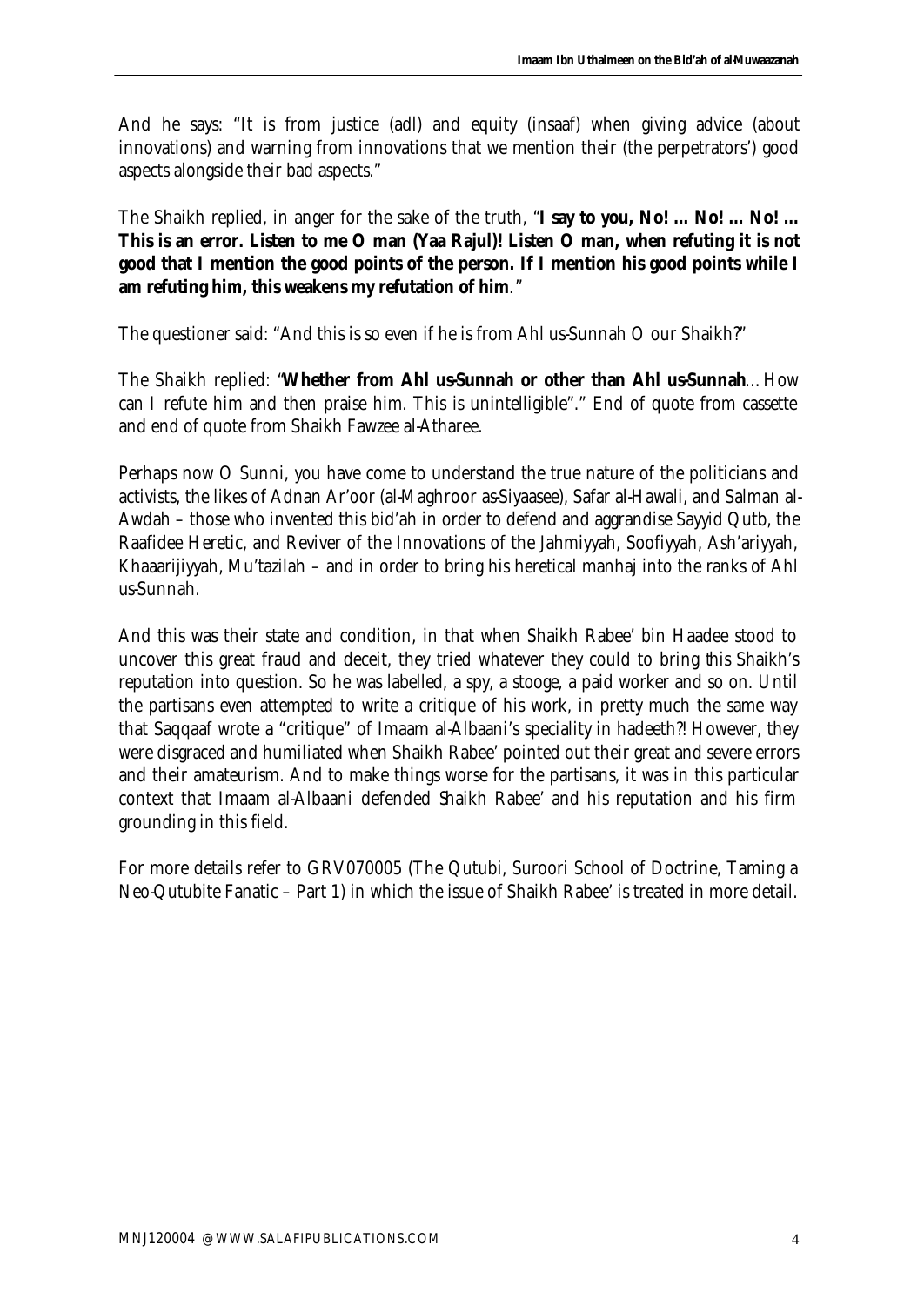And he says: "It is from justice (adl) and equity (insaaf) when giving advice (about innovations) and warning from innovations that we mention their (the perpetrators') good aspects alongside their bad aspects."

The Shaikh replied, in anger for the sake of the truth, "**I say to you, No! ... No! ... No! ... This is an error. Listen to me O man (Yaa Rajul)! Listen O man, when refuting it is not good that I mention the good points of the person. If I mention his good points while I am refuting him, this weakens my refutation of him**."

The questioner said: "And this is so even if he is from Ahl us-Sunnah O our Shaikh?"

The Shaikh replied: "**Whether from Ahl us-Sunnah or other than Ahl us-Sunnah**... How can I refute him and then praise him. This is unintelligible"." End of quote from cassette and end of quote from Shaikh Fawzee al-Atharee.

Perhaps now O Sunni, you have come to understand the true nature of the politicians and activists, the likes of Adnan Ar'oor (al-Maghroor as-Siyaasee), Safar al-Hawali, and Salman al-Awdah – those who invented this bid'ah in order to defend and aggrandise Sayyid Qutb, the Raafidee Heretic, and Reviver of the Innovations of the Jahmiyyah, Soofiyyah, Ash'ariyyah, Khaaarijiyyah, Mu'tazilah – and in order to bring his heretical manhaj into the ranks of Ahl us-Sunnah.

And this was their state and condition, in that when Shaikh Rabee' bin Haadee stood to uncover this great fraud and deceit, they tried whatever they could to bring this Shaikh's reputation into question. So he was labelled, a spy, a stooge, a paid worker and so on. Until the partisans even attempted to write a critique of his work, in pretty much the same way that Saqqaaf wrote a "critique" of Imaam al-Albaani's speciality in hadeeth?! However, they were disgraced and humiliated when Shaikh Rabee' pointed out their great and severe errors and their amateurism. And to make things worse for the partisans, it was in this particular context that Imaam al-Albaani defended Shaikh Rabee' and his reputation and his firm grounding in this field.

For more details refer to GRV070005 (The Qutubi, Suroori School of Doctrine, Taming a Neo-Qutubite Fanatic – Part 1) in which the issue of Shaikh Rabee' is treated in more detail.